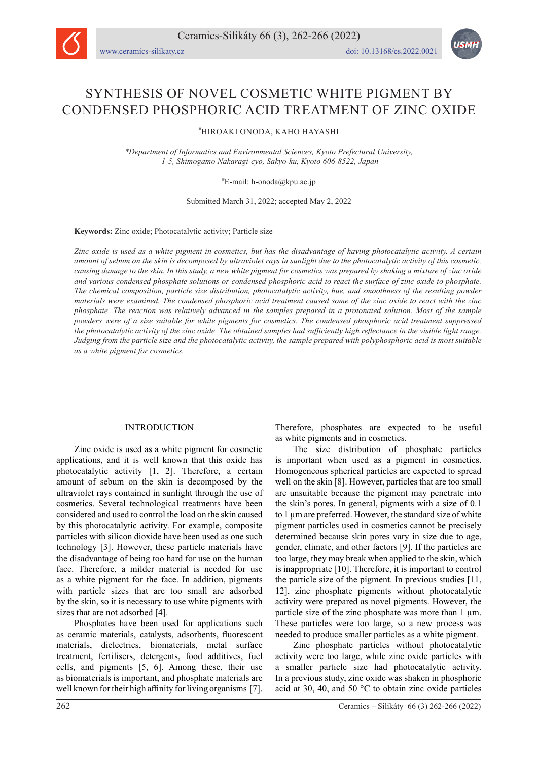# SYNTHESIS OF NOVEL COSMETIC WHITE PIGMENT BY CONDENSED PHOSPHORIC ACID TREATMENT OF ZINC OXIDE

[#]HIROAKI ONODA, KAHO HAYASHI

*\*Department of Informatics and Environmental Sciences, Kyoto Prefectural University, 1-5, Shimogamo Nakaragi-cyo, Sakyo-ku, Kyoto 606-8522, Japan*

[#]E-mail: h-onoda@kpu.ac.jp

Submitted March 31, 2022; accepted May 2, 2022

**Keywords:** Zinc oxide; Photocatalytic activity; Particle size

*Zinc oxide is used as a white pigment in cosmetics, but has the disadvantage of having photocatalytic activity. A certain amount of sebum on the skin is decomposed by ultraviolet rays in sunlight due to the photocatalytic activity of this cosmetic, causing damage to the skin. In this study, a new white pigment for cosmetics was prepared by shaking a mixture of zinc oxide and various condensed phosphate solutions or condensed phosphoric acid to react the surface of zinc oxide to phosphate. The chemical composition, particle size distribution, photocatalytic activity, hue, and smoothness of the resulting powder materials were examined. The condensed phosphoric acid treatment caused some of the zinc oxide to react with the zinc phosphate. The reaction was relatively advanced in the samples prepared in a protonated solution. Most of the sample powders were of a size suitable for white pigments for cosmetics. The condensed phosphoric acid treatment suppressed the photocatalytic activity of the zinc oxide. The obtained samples had sufficiently high reflectance in the visible light range. Judging from the particle size and the photocatalytic activity, the sample prepared with polyphosphoric acid is most suitable as a white pigment for cosmetics.*

## INTRODUCTION

Zinc oxide is used as a white pigment for cosmetic applications, and it is well known that this oxide has photocatalytic activity [1, 2]. Therefore, a certain amount of sebum on the skin is decomposed by the ultraviolet rays contained in sunlight through the use of cosmetics. Several technological treatments have been considered and used to control the load on the skin caused by this photocatalytic activity. For example, composite particles with silicon dioxide have been used as one such technology [3]. However, these particle materials have the disadvantage of being too hard for use on the human face. Therefore, a milder material is needed for use as a white pigment for the face. In addition, pigments with particle sizes that are too small are adsorbed by the skin, so it is necessary to use white pigments with sizes that are not adsorbed [4].

Phosphates have been used for applications such as ceramic materials, catalysts, adsorbents, fluorescent materials, dielectrics, biomaterials, metal surface treatment, fertilisers, detergents, food additives, fuel cells, and pigments [5, 6]. Among these, their use as biomaterials is important, and phosphate materials are well known for their high affinity for living organisms [7]. Therefore, phosphates are expected to be useful as white pigments and in cosmetics.

The size distribution of phosphate particles is important when used as a pigment in cosmetics. Homogeneous spherical particles are expected to spread well on the skin [8]. However, particles that are too small are unsuitable because the pigment may penetrate into the skin's pores. In general, pigments with a size of 0.1 to 1 µm are preferred. However, the standard size of white pigment particles used in cosmetics cannot be precisely determined because skin pores vary in size due to age, gender, climate, and other factors [9]. If the particles are too large, they may break when applied to the skin, which is inappropriate [10]. Therefore, it is important to control the particle size of the pigment. In previous studies [11, 12], zinc phosphate pigments without photocatalytic activity were prepared as novel pigments. However, the particle size of the zinc phosphate was more than 1 µm. These particles were too large, so a new process was needed to produce smaller particles as a white pigment.

Zinc phosphate particles without photocatalytic activity were too large, while zinc oxide particles with a smaller particle size had photocatalytic activity. In a previous study, zinc oxide was shaken in phosphoric acid at 30, 40, and 50 °C to obtain zinc oxide particles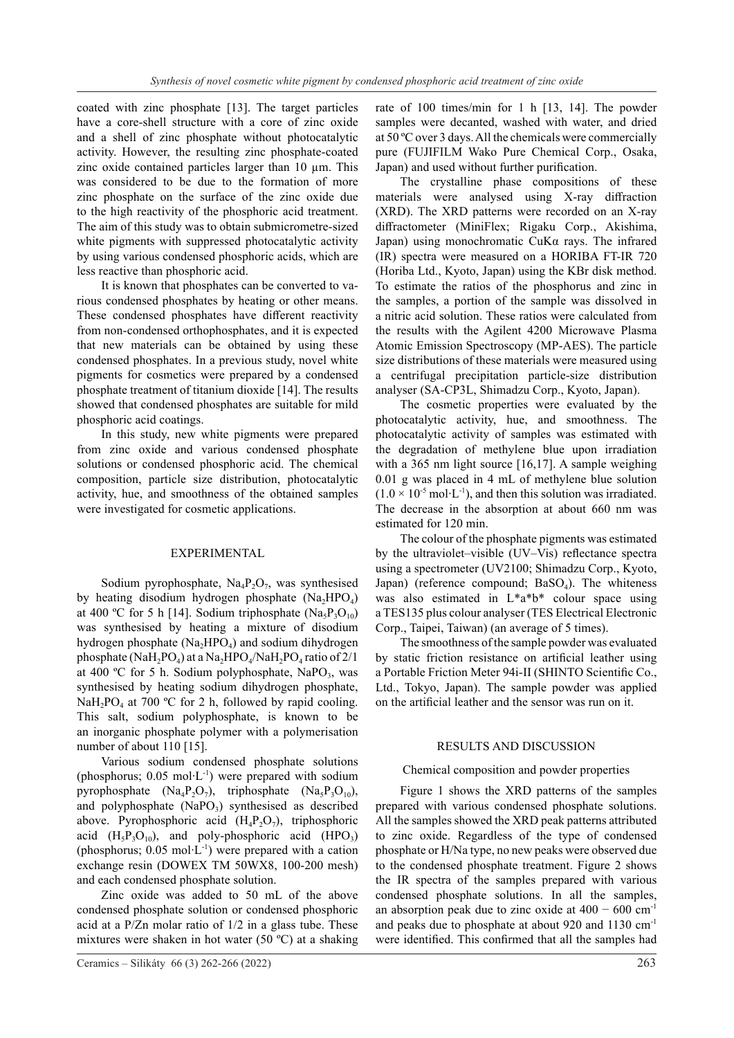coated with zinc phosphate [13]. The target particles have a core-shell structure with a core of zinc oxide and a shell of zinc phosphate without photocatalytic activity. However, the resulting zinc phosphate-coated zinc oxide contained particles larger than 10 µm. This was considered to be due to the formation of more zinc phosphate on the surface of the zinc oxide due to the high reactivity of the phosphoric acid treatment. The aim of this study was to obtain submicrometre-sized white pigments with suppressed photocatalytic activity by using various condensed phosphoric acids, which are less reactive than phosphoric acid.

It is known that phosphates can be converted to various condensed phosphates by heating or other means. These condensed phosphates have different reactivity from non-condensed orthophosphates, and it is expected that new materials can be obtained by using these condensed phosphates. In a previous study, novel white pigments for cosmetics were prepared by a condensed phosphate treatment of titanium dioxide [14]. The results showed that condensed phosphates are suitable for mild phosphoric acid coatings.

In this study, new white pigments were prepared from zinc oxide and various condensed phosphate solutions or condensed phosphoric acid. The chemical composition, particle size distribution, photocatalytic activity, hue, and smoothness of the obtained samples were investigated for cosmetic applications.

## EXPERIMENTAL

Sodium pyrophosphate, $Na_4P_2O_7$, was synthesised by heating disodium hydrogen phosphate ($Na_2HPO_4$) at 400 ºC for 5 h [14]. Sodium triphosphate ($Na_5P_3O_{10}$) was synthesised by heating a mixture of disodium hydrogen phosphate ($Na_2HPO_4$) and sodium dihydrogen phosphate ($NaH_2PO_4$) at a $Na_2HPO_4/NaH_2PO_4$ ratio of 2/1 at 400 ºC for 5 h. Sodium polyphosphate, $NaPO_3$, was synthesised by heating sodium dihydrogen phosphate, $NaH_2PO_4$ at 700 ºC for 2 h, followed by rapid cooling. This salt, sodium polyphosphate, is known to be an inorganic phosphate polymer with a polymerisation number of about 110 [15].

Various sodium condensed phosphate solutions (phosphorus; 0.05 $mol \cdot L^{-1}$) were prepared with sodium pyrophosphate ($Na_4P_2O_7$), triphosphate ($Na_5P_3O_{10}$), and polyphosphate ($NaPO_3$) synthesised as described above. Pyrophosphoric acid ($H_4P_2O_7$), triphosphoric acid ($H_5P_3O_{10}$), and poly-phosphoric acid ($HPO_3$) (phosphorus; 0.05 $mol \cdot L^{-1}$) were prepared with a cation exchange resin (DOWEX TM 50WX8, 100-200 mesh) and each condensed phosphate solution.

Zinc oxide was added to 50 mL of the above condensed phosphate solution or condensed phosphoric acid at a P/Zn molar ratio of 1/2 in a glass tube. These mixtures were shaken in hot water (50 ºC) at a shaking rate of 100 times/min for 1 h [13, 14]. The powder samples were decanted, washed with water, and dried at 50 ºC over 3 days. All the chemicals were commercially pure (FUJIFILM Wako Pure Chemical Corp., Osaka, Japan) and used without further purification.

The crystalline phase compositions of these materials were analysed using X-ray diffraction (XRD). The XRD patterns were recorded on an X-ray diffractometer (MiniFlex; Rigaku Corp., Akishima, Japan) using monochromatic CuKα rays. The infrared (IR) spectra were measured on a HORIBA FT-IR 720 (Horiba Ltd., Kyoto, Japan) using the KBr disk method. To estimate the ratios of the phosphorus and zinc in the samples, a portion of the sample was dissolved in a nitric acid solution. These ratios were calculated from the results with the Agilent 4200 Microwave Plasma Atomic Emission Spectroscopy (MP-AES). The particle size distributions of these materials were measured using a centrifugal precipitation particle-size distribution analyser (SA-CP3L, Shimadzu Corp., Kyoto, Japan).

The cosmetic properties were evaluated by the photocatalytic activity, hue, and smoothness. The photocatalytic activity of samples was estimated with the degradation of methylene blue upon irradiation with a 365 nm light source [16,17]. A sample weighing 0.01 g was placed in 4 mL of methylene blue solution ($1.0 \times 10^{-5}$ $mol \cdot L^{-1}$), and then this solution was irradiated. The decrease in the absorption at about 660 nm was estimated for 120 min.

The colour of the phosphate pigments was estimated by the ultraviolet–visible (UV–Vis) reflectance spectra using a spectrometer (UV2100; Shimadzu Corp., Kyoto, Japan) (reference compound; $BaSO_4$). The whiteness was also estimated in L*a*b* colour space using a TES135 plus colour analyser (TES Electrical Electronic Corp., Taipei, Taiwan) (an average of 5 times).

The smoothness of the sample powder was evaluated by static friction resistance on artificial leather using a Portable Friction Meter 94i-II (SHINTO Scientific Co., Ltd., Tokyo, Japan). The sample powder was applied on the artificial leather and the sensor was run on it.

## RESULTS AND DISCUSSION

### Chemical composition and powder properties

Figure 1 shows the XRD patterns of the samples prepared with various condensed phosphate solutions. All the samples showed the XRD peak patterns attributed to zinc oxide. Regardless of the type of condensed phosphate or H/Na type, no new peaks were observed due to the condensed phosphate treatment. Figure 2 shows the IR spectra of the samples prepared with various condensed phosphate solutions. In all the samples, an absorption peak due to zinc oxide at 400 − 600 $cm^{-1}$ and peaks due to phosphate at about 920 and 1130 $cm^{-1}$ were identified. This confirmed that all the samples had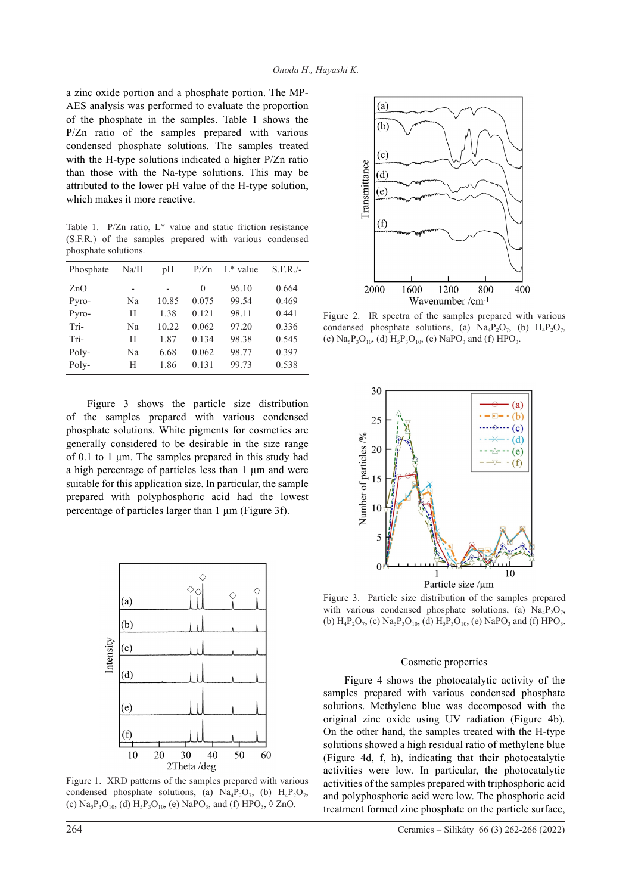a zinc oxide portion and a phosphate portion. The MP-AES analysis was performed to evaluate the proportion of the phosphate in the samples. Table 1 shows the P/Zn ratio of the samples prepared with various condensed phosphate solutions. The samples treated with the H-type solutions indicated a higher P/Zn ratio than those with the Na-type solutions. This may be attributed to the lower pH value of the H-type solution, which makes it more reactive.

Table 1. P/Zn ratio, L* value and static friction resistance (S.F.R.) of the samples prepared with various condensed phosphate solutions.

| Phosphate | Na/H | pH | P/Zn | L* value | S.F.R./- |
|---|---|---|---|---|---|
| ZnO | - | - | 0 | 96.10 | 0.664 |
| Pyro- | Na | 10.85 | 0.075 | 99.54 | 0.469 |
| Pyro- | H | 1.38 | 0.121 | 98.11 | 0.441 |
| Tri- | Na | 10.22 | 0.062 | 97.20 | 0.336 |
| Tri- | H | 1.87 | 0.134 | 98.38 | 0.545 |
| Poly- | Na | 6.68 | 0.062 | 98.77 | 0.397 |
| Poly- | H | 1.86 | 0.131 | 99.73 | 0.538 |

Figure 3 shows the particle size distribution of the samples prepared with various condensed phosphate solutions. White pigments for cosmetics are generally considered to be desirable in the size range of 0.1 to 1 µm. The samples prepared in this study had a high percentage of particles less than 1 µm and were suitable for this application size. In particular, the sample prepared with polyphosphoric acid had the lowest percentage of particles larger than 1 µm (Figure 3f).

Figure 1. XRD patterns of the samples prepared with various condensed phosphate solutions, (a) $Na_4P_2O_7$, (b) $H_4P_2O_7$, (c) $Na_5P_3O_{10}$, (d) $H_5P_3O_{10}$, (e) $NaPO_3$, and (f) $HPO_3$, ◊ ZnO.

Figure 2. IR spectra of the samples prepared with various condensed phosphate solutions, (a) $Na_4P_2O_7$, (b) $H_4P_2O_7$, (c) $Na_5P_3O_{10}$, (d) $H_5P_3O_{10}$, (e) $NaPO_3$ and (f) $HPO_3$.

Figure 3. Particle size distribution of the samples prepared with various condensed phosphate solutions, (a) $Na_4P_2O_7$, (b) $H_4P_2O_7$, (c) $Na_5P_3O_{10}$, (d) $H_5P_3O_{10}$, (e) $NaPO_3$ and (f) $HPO_3$.

## Cosmetic properties

Figure 4 shows the photocatalytic activity of the samples prepared with various condensed phosphate solutions. Methylene blue was decomposed with the original zinc oxide using UV radiation (Figure 4b). On the other hand, the samples treated with the H-type solutions showed a high residual ratio of methylene blue (Figure 4d, f, h), indicating that their photocatalytic activities were low. In particular, the photocatalytic activities of the samples prepared with triphosphoric acid and polyphosphoric acid were low. The phosphoric acid treatment formed zinc phosphate on the particle surface,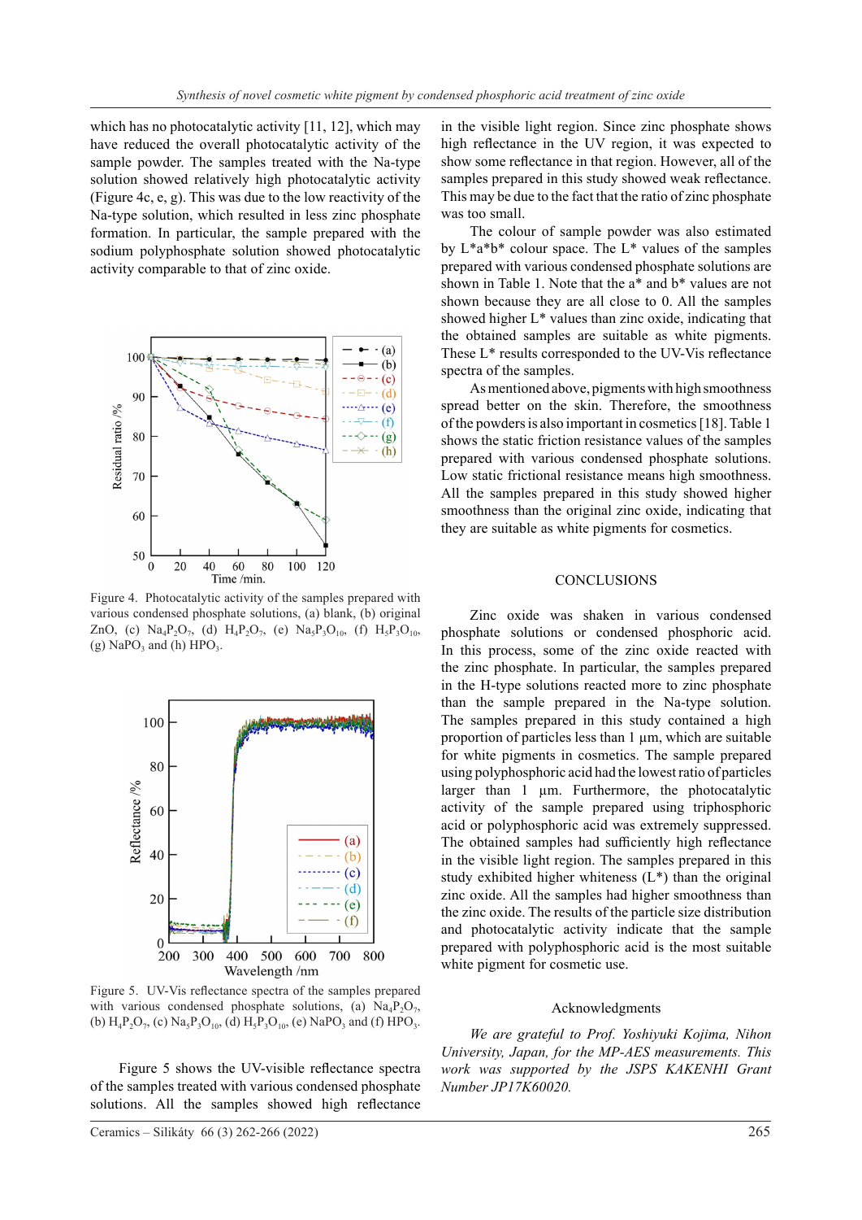which has no photocatalytic activity [11, 12], which may have reduced the overall photocatalytic activity of the sample powder. The samples treated with the Na-type solution showed relatively high photocatalytic activity (Figure 4c, e, g). This was due to the low reactivity of the Na-type solution, which resulted in less zinc phosphate formation. In particular, the sample prepared with the sodium polyphosphate solution showed photocatalytic activity comparable to that of zinc oxide.

Figure 4. Photocatalytic activity of the samples prepared with various condensed phosphate solutions, (a) blank, (b) original ZnO, (c) $Na_4P_2O_7$, (d) $H_4P_2O_7$, (e) $Na_5P_3O_{10}$, (f) $H_5P_3O_{10}$, (g) $NaPO_3$ and (h) $HPO_3$.

Figure 5. UV-Vis reflectance spectra of the samples prepared with various condensed phosphate solutions, (a) $Na_4P_2O_7$, (b) $H_4P_2O_7$, (c) $Na_5P_3O_{10}$, (d) $H_5P_3O_{10}$, (e) $NaPO_3$ and (f) $HPO_3$.

Figure 5 shows the UV-visible reflectance spectra of the samples treated with various condensed phosphate solutions. All the samples showed high reflectance in the visible light region. Since zinc phosphate shows high reflectance in the UV region, it was expected to show some reflectance in that region. However, all of the samples prepared in this study showed weak reflectance. This may be due to the fact that the ratio of zinc phosphate was too small.

The colour of sample powder was also estimated by L*a*b* colour space. The L* values of the samples prepared with various condensed phosphate solutions are shown in Table 1. Note that the a* and b* values are not shown because they are all close to 0. All the samples showed higher L* values than zinc oxide, indicating that the obtained samples are suitable as white pigments. These L* results corresponded to the UV-Vis reflectance spectra of the samples.

As mentioned above, pigments with high smoothness spread better on the skin. Therefore, the smoothness of the powders is also important in cosmetics [18]. Table 1 shows the static friction resistance values of the samples prepared with various condensed phosphate solutions. Low static frictional resistance means high smoothness. All the samples prepared in this study showed higher smoothness than the original zinc oxide, indicating that they are suitable as white pigments for cosmetics.

## CONCLUSIONS

Zinc oxide was shaken in various condensed phosphate solutions or condensed phosphoric acid. In this process, some of the zinc oxide reacted with the zinc phosphate. In particular, the samples prepared in the H-type solutions reacted more to zinc phosphate than the sample prepared in the Na-type solution. The samples prepared in this study contained a high proportion of particles less than 1 µm, which are suitable for white pigments in cosmetics. The sample prepared using polyphosphoric acid had the lowest ratio of particles larger than 1 µm. Furthermore, the photocatalytic activity of the sample prepared using triphosphoric acid or polyphosphoric acid was extremely suppressed. The obtained samples had sufficiently high reflectance in the visible light region. The samples prepared in this study exhibited higher whiteness (L*) than the original zinc oxide. All the samples had higher smoothness than the zinc oxide. The results of the particle size distribution and photocatalytic activity indicate that the sample prepared with polyphosphoric acid is the most suitable white pigment for cosmetic use.

## Acknowledgments

*We are grateful to Prof. Yoshiyuki Kojima, Nihon University, Japan, for the MP-AES measurements. This work was supported by the JSPS KAKENHI Grant Number JP17K60020.*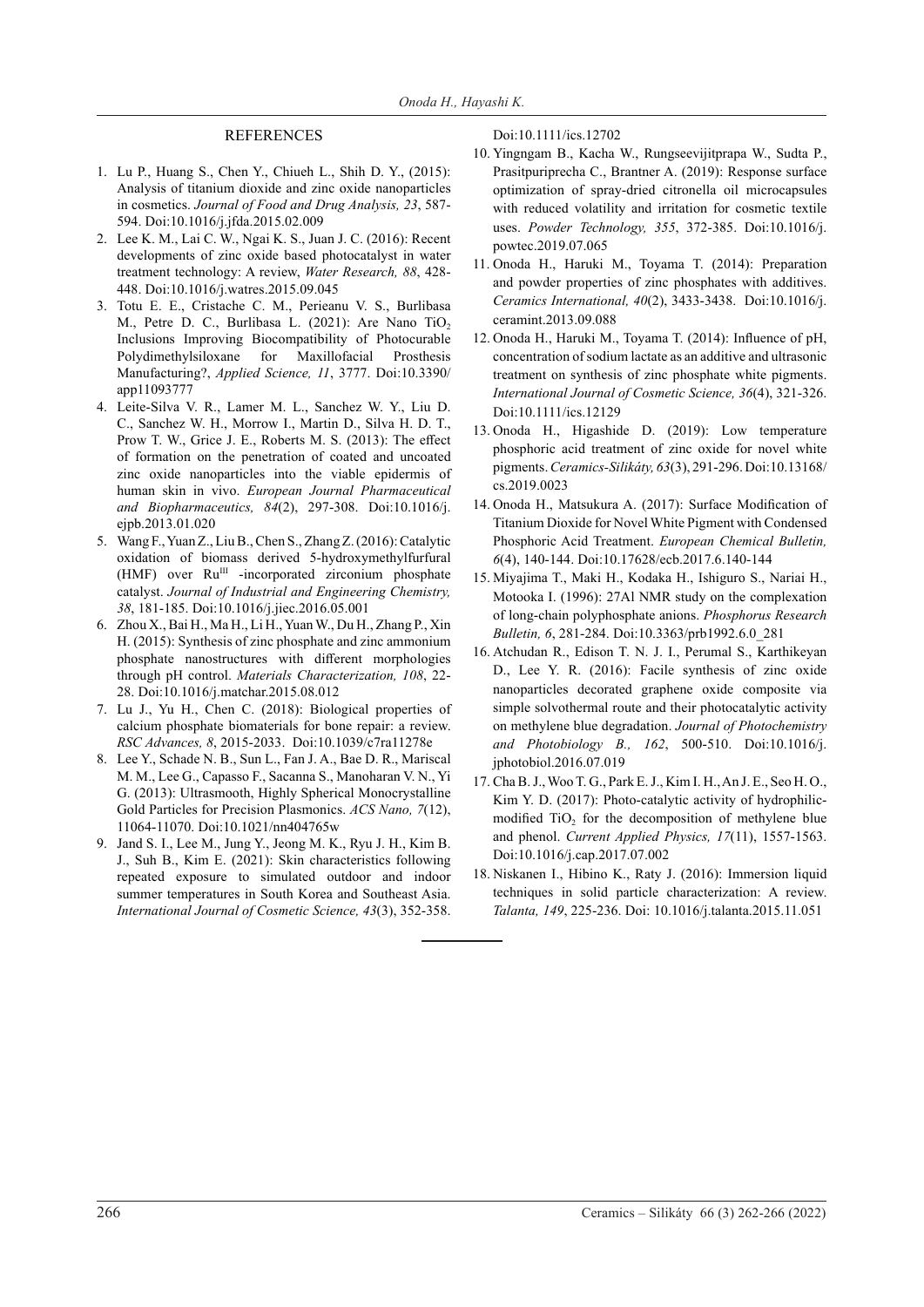## REFERENCES

1. Lu P., Huang S., Chen Y., Chiueh L., Shih D. Y., (2015): Analysis of titanium dioxide and zinc oxide nanoparticles in cosmetics. *Journal of Food and Drug Analysis, 23*, 587-594. Doi:10.1016/j.jfda.2015.02.009
2. Lee K. M., Lai C. W., Ngai K. S., Juan J. C. (2016): Recent developments of zinc oxide based photocatalyst in water treatment technology: A review, *Water Research, 88*, 428-448. Doi:10.1016/j.watres.2015.09.045
3. Totu E. E., Cristache C. M., Perieanu V. S., Burlibasa M., Petre D. C., Burlibasa L. (2021): Are Nano $TiO_2$ Inclusions Improving Biocompatibility of Photocurable Polydimethylsiloxane for Maxillofacial Prosthesis Manufacturing?, *Applied Science, 11*, 3777. Doi:10.3390/app11093777
4. Leite-Silva V. R., Lamer M. L., Sanchez W. Y., Liu D. C., Sanchez W. H., Morrow I., Martin D., Silva H. D. T., Prow T. W., Grice J. E., Roberts M. S. (2013): The effect of formation on the penetration of coated and uncoated zinc oxide nanoparticles into the viable epidermis of human skin in vivo. *European Journal Pharmaceutical and Biopharmaceutics, 84*(2), 297-308. Doi:10.1016/j.ejpb.2013.01.020
5. Wang F., Yuan Z., Liu B., Chen S., Zhang Z. (2016): Catalytic oxidation of biomass derived 5-hydroxymethylfurfural (HMF) over $Ru^{III}$ -incorporated zirconium phosphate catalyst. *Journal of Industrial and Engineering Chemistry, 38*, 181-185. Doi:10.1016/j.jiec.2016.05.001
6. Zhou X., Bai H., Ma H., Li H., Yuan W., Du H., Zhang P., Xin H. (2015): Synthesis of zinc phosphate and zinc ammonium phosphate nanostructures with different morphologies through pH control. *Materials Characterization, 108*, 22-28. Doi:10.1016/j.matchar.2015.08.012
7. Lu J., Yu H., Chen C. (2018): Biological properties of calcium phosphate biomaterials for bone repair: a review. *RSC Advances, 8*, 2015-2033. Doi:10.1039/c7ra11278e
8. Lee Y., Schade N. B., Sun L., Fan J. A., Bae D. R., Mariscal M. M., Lee G., Capasso F., Sacanna S., Manoharan V. N., Yi G. (2013): Ultrasmooth, Highly Spherical Monocrystalline Gold Particles for Precision Plasmonics. *ACS Nano, 7*(12), 11064-11070. Doi:10.1021/nn404765w
9. Jand S. I., Lee M., Jung Y., Jeong M. K., Ryu J. H., Kim B. J., Suh B., Kim E. (2021): Skin characteristics following repeated exposure to simulated outdoor and indoor summer temperatures in South Korea and Southeast Asia. *International Journal of Cosmetic Science, 43*(3), 352-358. Doi:10.1111/ics.12702
10. Yingngam B., Kacha W., Rungseevijitprapa W., Sudta P., Prasitpuriprecha C., Brantner A. (2019): Response surface optimization of spray-dried citronella oil microcapsules with reduced volatility and irritation for cosmetic textile uses. *Powder Technology, 355*, 372-385. Doi:10.1016/j.powtec.2019.07.065
11. Onoda H., Haruki M., Toyama T. (2014): Preparation and powder properties of zinc phosphates with additives. *Ceramics International, 40*(2), 3433-3438. Doi:10.1016/j.ceramint.2013.09.088
12. Onoda H., Haruki M., Toyama T. (2014): Influence of pH, concentration of sodium lactate as an additive and ultrasonic treatment on synthesis of zinc phosphate white pigments. *International Journal of Cosmetic Science, 36*(4), 321-326. Doi:10.1111/ics.12129
13. Onoda H., Higashide D. (2019): Low temperature phosphoric acid treatment of zinc oxide for novel white pigments. *Ceramics-Silikáty, 63*(3), 291-296. Doi:10.13168/cs.2019.0023
14. Onoda H., Matsukura A. (2017): Surface Modification of Titanium Dioxide for Novel White Pigment with Condensed Phosphoric Acid Treatment. *European Chemical Bulletin, 6*(4), 140-144. Doi:10.17628/ecb.2017.6.140-144
15. Miyajima T., Maki H., Kodaka H., Ishiguro S., Nariai H., Motooka I. (1996): 27Al NMR study on the complexation of long-chain polyphosphate anions. *Phosphorus Research Bulletin, 6*, 281-284. Doi:10.3363/prb1992.6.0_281
16. Atchudan R., Edison T. N. J. I., Perumal S., Karthikeyan D., Lee Y. R. (2016): Facile synthesis of zinc oxide nanoparticles decorated graphene oxide composite via simple solvothermal route and their photocatalytic activity on methylene blue degradation. *Journal of Photochemistry and Photobiology B., 162*, 500-510. Doi:10.1016/j.jphotobiol.2016.07.019
17. Cha B. J., Woo T. G., Park E. J., Kim I. H., An J. E., Seo H. O., Kim Y. D. (2017): Photo-catalytic activity of hydrophilic-modified $TiO_2$ for the decomposition of methylene blue and phenol. *Current Applied Physics, 17*(11), 1557-1563. Doi:10.1016/j.cap.2017.07.002
18. Niskanen I., Hibino K., Raty J. (2016): Immersion liquid techniques in solid particle characterization: A review. *Talanta, 149*, 225-236. Doi: 10.1016/j.talanta.2015.11.051